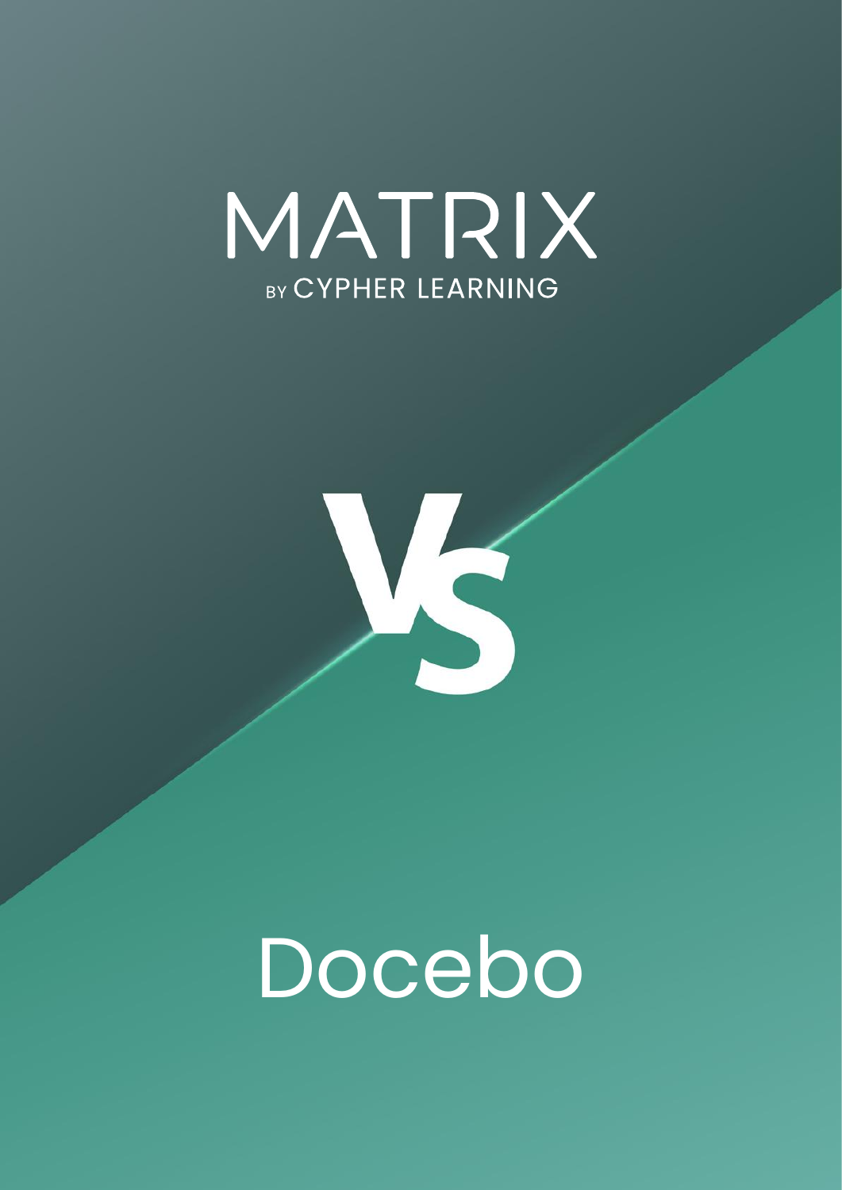# MATRIX

BY CYPHER LEARNING

# VS

# Docebo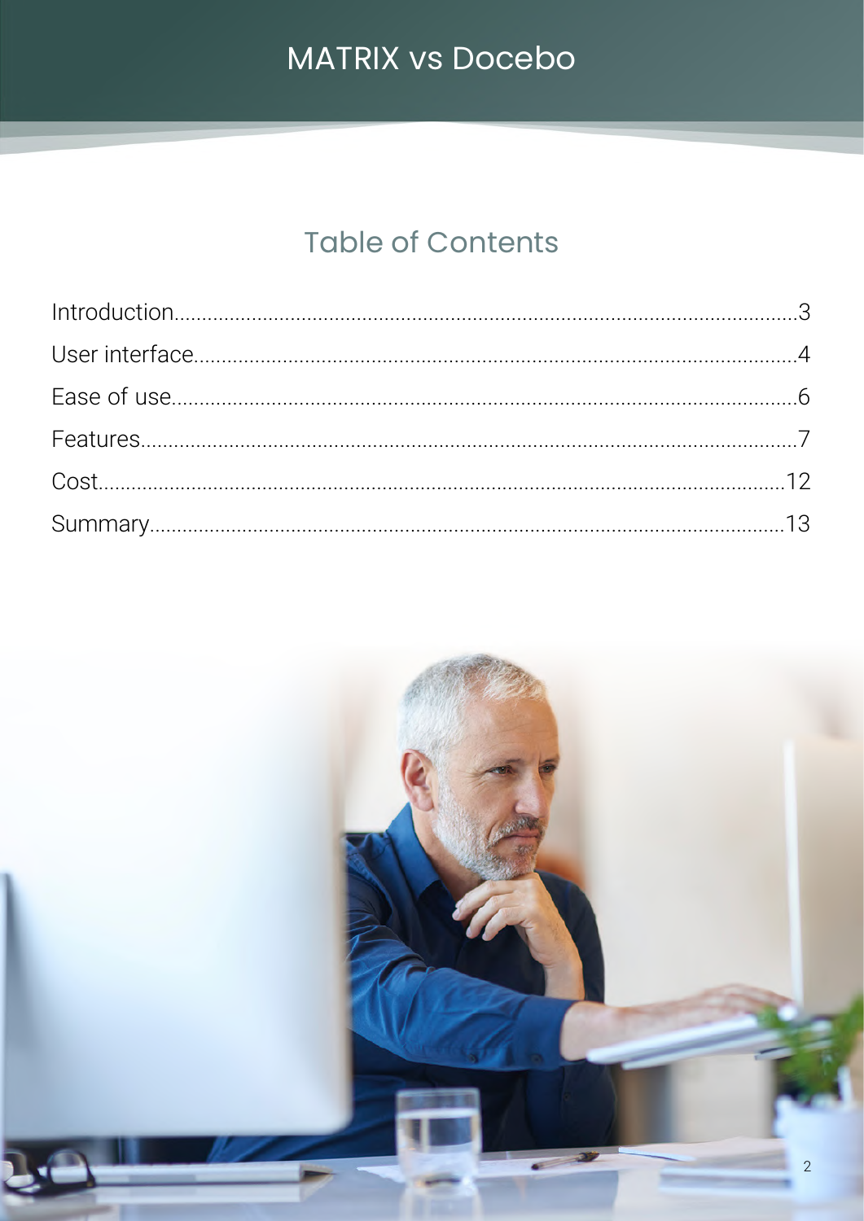# MATRIX vs Docebo

## Table of Contents

| Section | Page |
|---|---|
| Introduction | 3 |
| User interface | 4 |
| Ease of use | 6 |
| Features | 7 |
| Cost | 12 |
| Summary | 13 |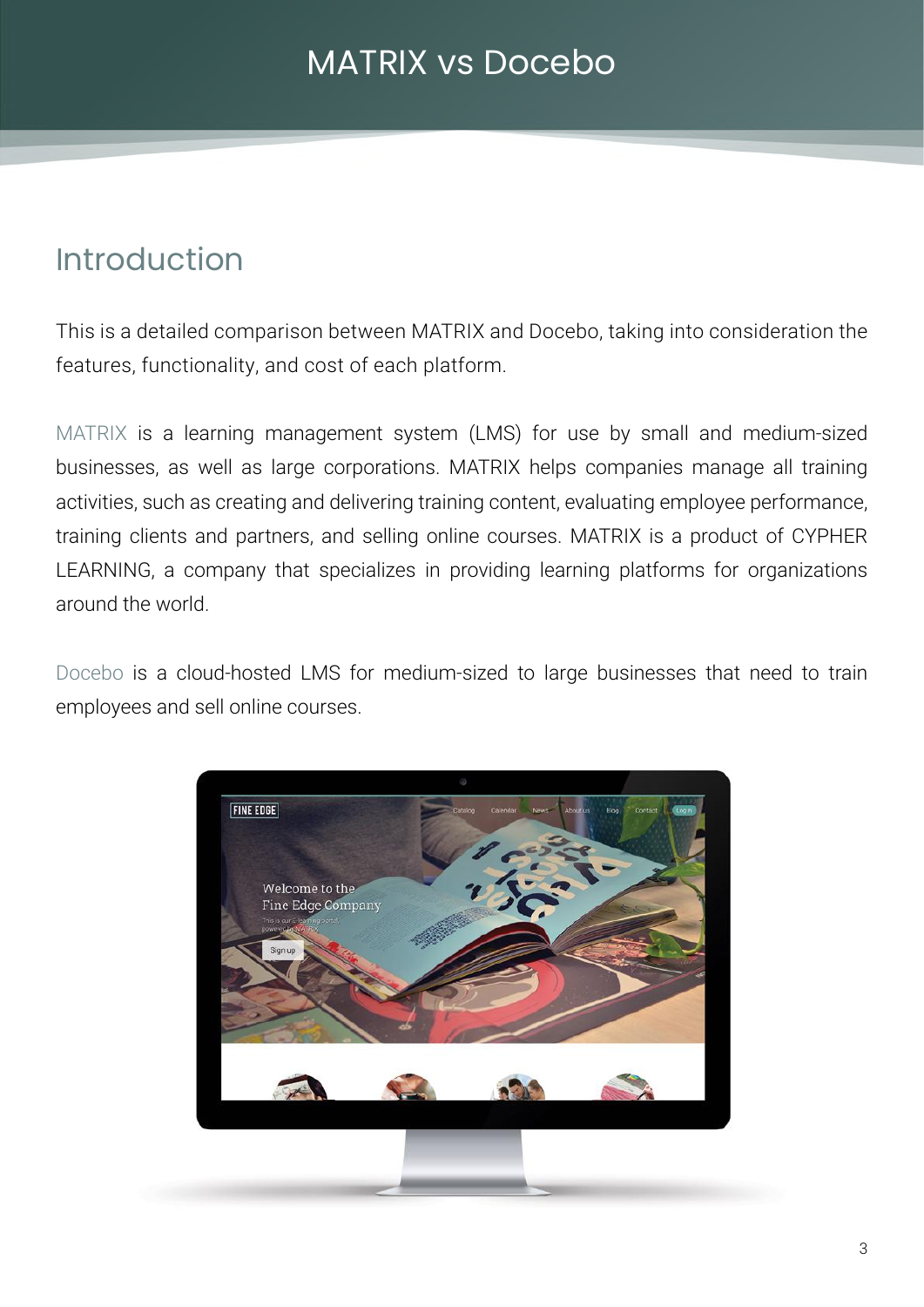# MATRIX vs Docebo

## Introduction

This is a detailed comparison between MATRIX and Docebo, taking into consideration the features, functionality, and cost of each platform.

MATRIX is a learning management system (LMS) for use by small and medium-sized businesses, as well as large corporations. MATRIX helps companies manage all training activities, such as creating and delivering training content, evaluating employee performance, training clients and partners, and selling online courses. MATRIX is a product of CYPHER LEARNING, a company that specializes in providing learning platforms for organizations around the world.

Docebo is a cloud-hosted LMS for medium-sized to large businesses that need to train employees and sell online courses.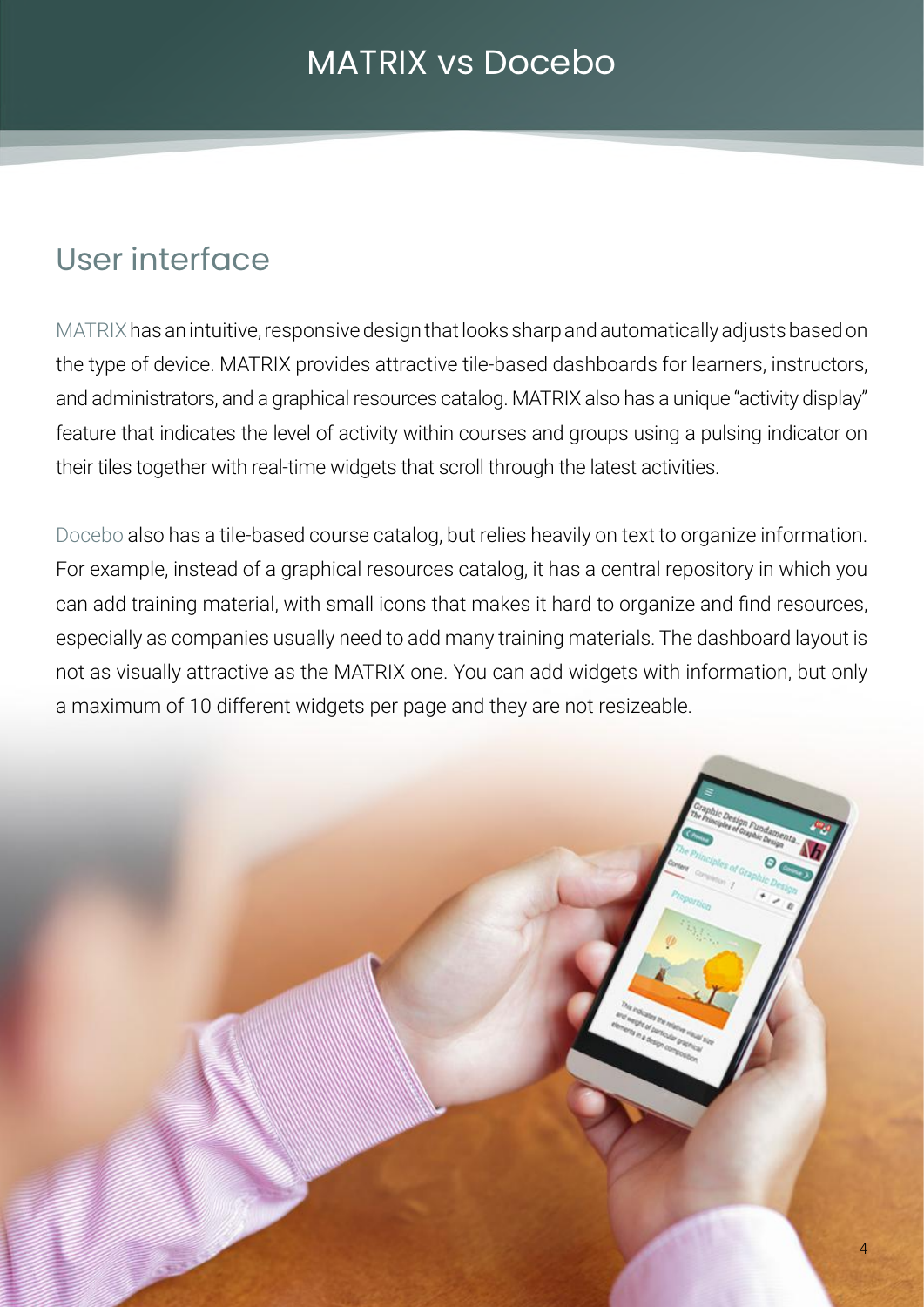# MATRIX vs Docebo

## User interface

MATRIX has an intuitive, responsive design that looks sharp and automatically adjusts based on the type of device. MATRIX provides attractive tile-based dashboards for learners, instructors, and administrators, and a graphical resources catalog. MATRIX also has a unique "activity display" feature that indicates the level of activity within courses and groups using a pulsing indicator on their tiles together with real-time widgets that scroll through the latest activities.

Docebo also has a tile-based course catalog, but relies heavily on text to organize information. For example, instead of a graphical resources catalog, it has a central repository in which you can add training material, with small icons that makes it hard to organize and find resources, especially as companies usually need to add many training materials. The dashboard layout is not as visually attractive as the MATRIX one. You can add widgets with information, but only a maximum of 10 different widgets per page and they are not resizeable.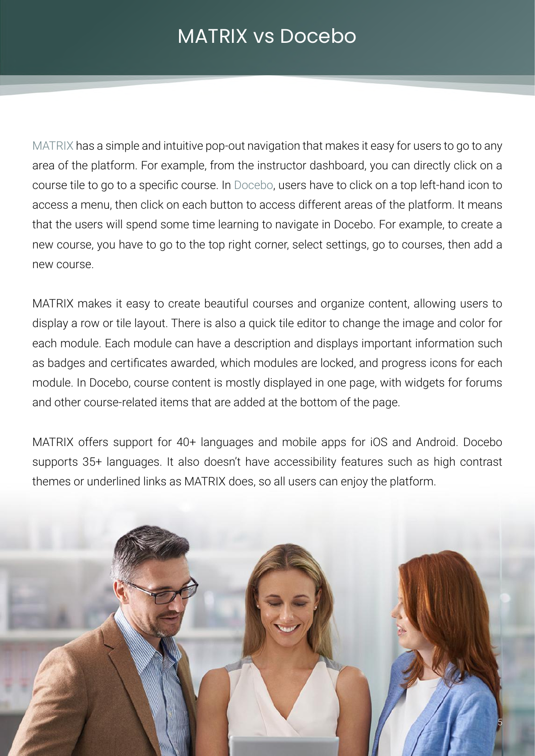# MATRIX vs Docebo

MATRIX has a simple and intuitive pop-out navigation that makes it easy for users to go to any area of the platform. For example, from the instructor dashboard, you can directly click on a course tile to go to a specific course. In Docebo, users have to click on a top left-hand icon to access a menu, then click on each button to access different areas of the platform. It means that the users will spend some time learning to navigate in Docebo. For example, to create a new course, you have to go to the top right corner, select settings, go to courses, then add a new course.

MATRIX makes it easy to create beautiful courses and organize content, allowing users to display a row or tile layout. There is also a quick tile editor to change the image and color for each module. Each module can have a description and displays important information such as badges and certificates awarded, which modules are locked, and progress icons for each module. In Docebo, course content is mostly displayed in one page, with widgets for forums and other course-related items that are added at the bottom of the page.

MATRIX offers support for 40+ languages and mobile apps for iOS and Android. Docebo supports 35+ languages. It also doesn't have accessibility features such as high contrast themes or underlined links as MATRIX does, so all users can enjoy the platform.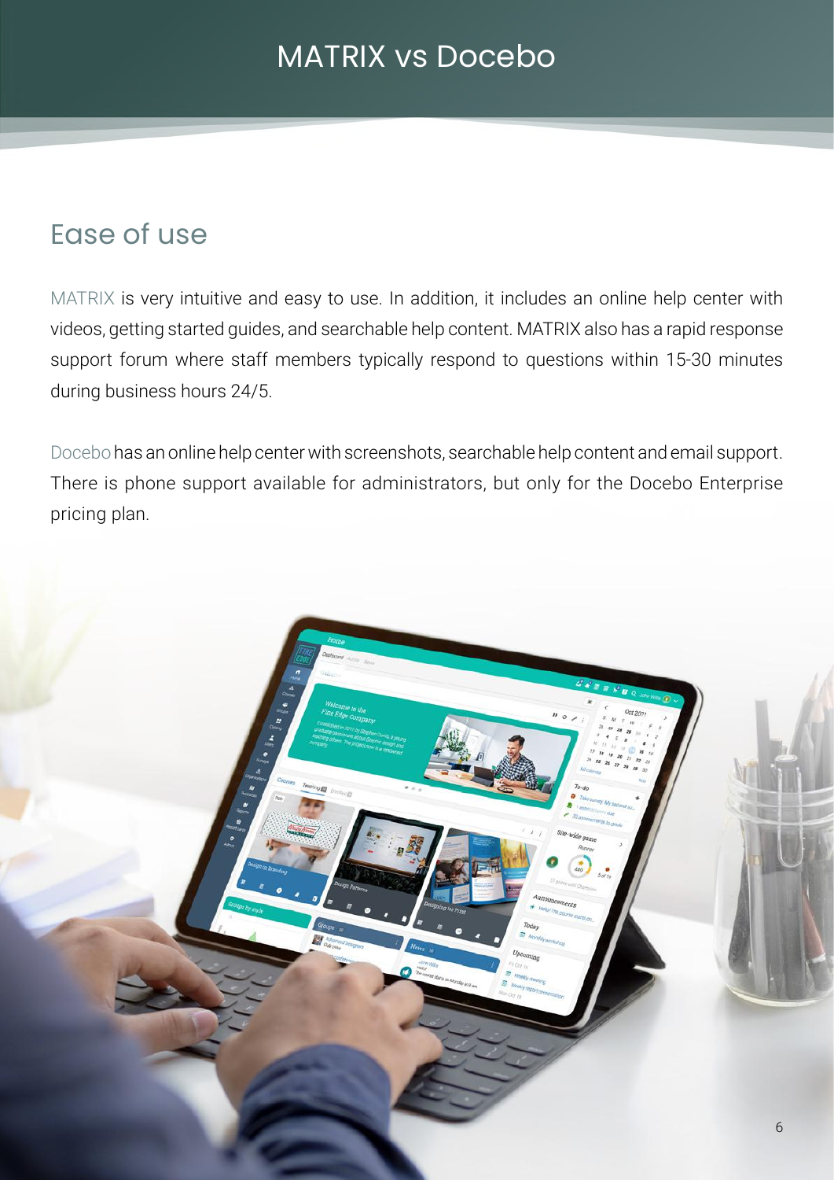# MATRIX vs Docebo

## Ease of use

MATRIX is very intuitive and easy to use. In addition, it includes an online help center with videos, getting started guides, and searchable help content. MATRIX also has a rapid response support forum where staff members typically respond to questions within 15-30 minutes during business hours 24/5.

Docebo has an online help center with screenshots, searchable help content and email support. There is phone support available for administrators, but only for the Docebo Enterprise pricing plan.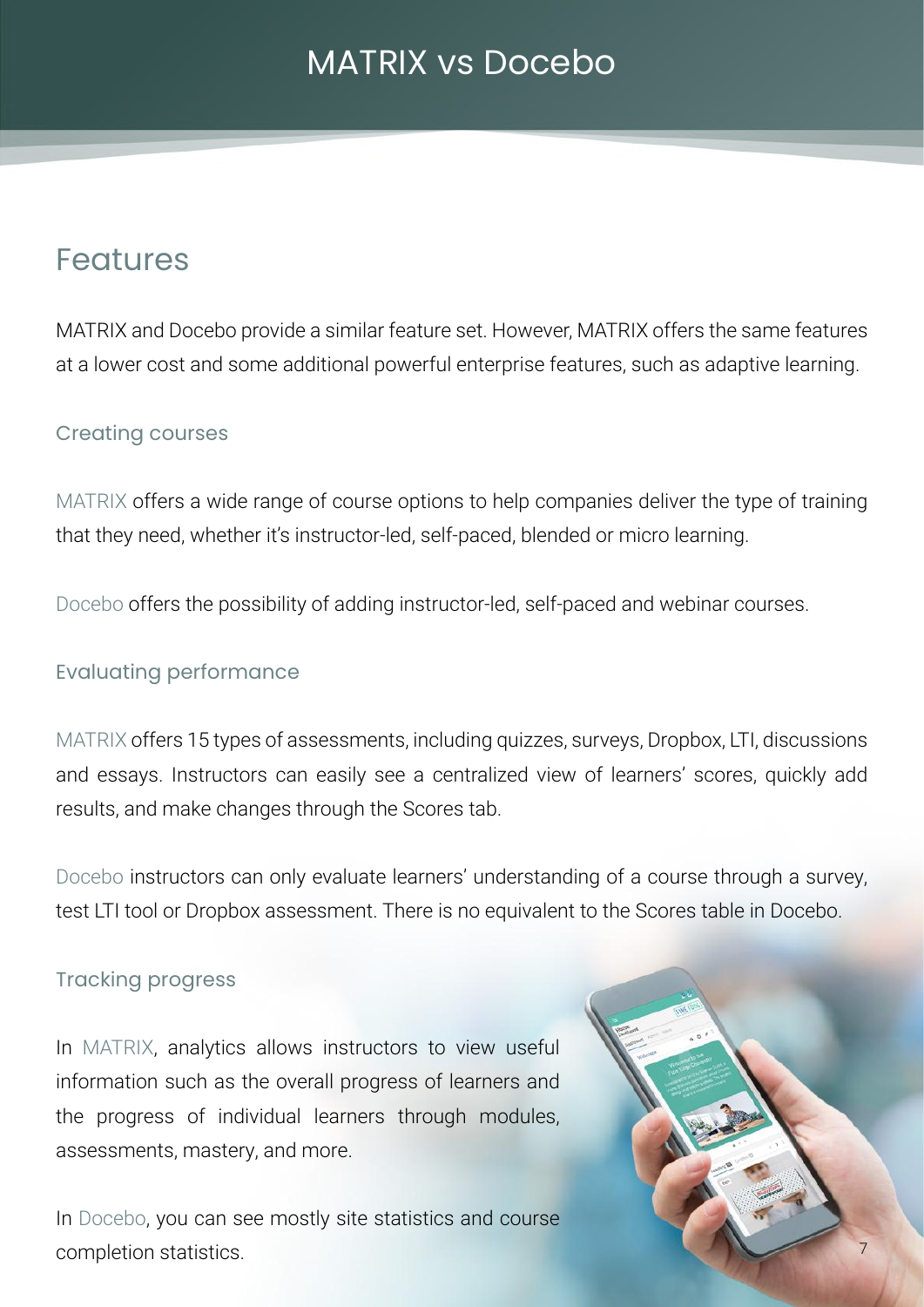# MATRIX vs Docebo

## Features

MATRIX and Docebo provide a similar feature set. However, MATRIX offers the same features at a lower cost and some additional powerful enterprise features, such as adaptive learning.

### Creating courses

MATRIX offers a wide range of course options to help companies deliver the type of training that they need, whether it's instructor-led, self-paced, blended or micro learning.

Docebo offers the possibility of adding instructor-led, self-paced and webinar courses.

### Evaluating performance

MATRIX offers 15 types of assessments, including quizzes, surveys, Dropbox, LTI, discussions and essays. Instructors can easily see a centralized view of learners' scores, quickly add results, and make changes through the Scores tab.

Docebo instructors can only evaluate learners' understanding of a course through a survey, test LTI tool or Dropbox assessment. There is no equivalent to the Scores table in Docebo.

### Tracking progress

In MATRIX, analytics allows instructors to view useful information such as the overall progress of learners and the progress of individual learners through modules, assessments, mastery, and more.

In Docebo, you can see mostly site statistics and course completion statistics.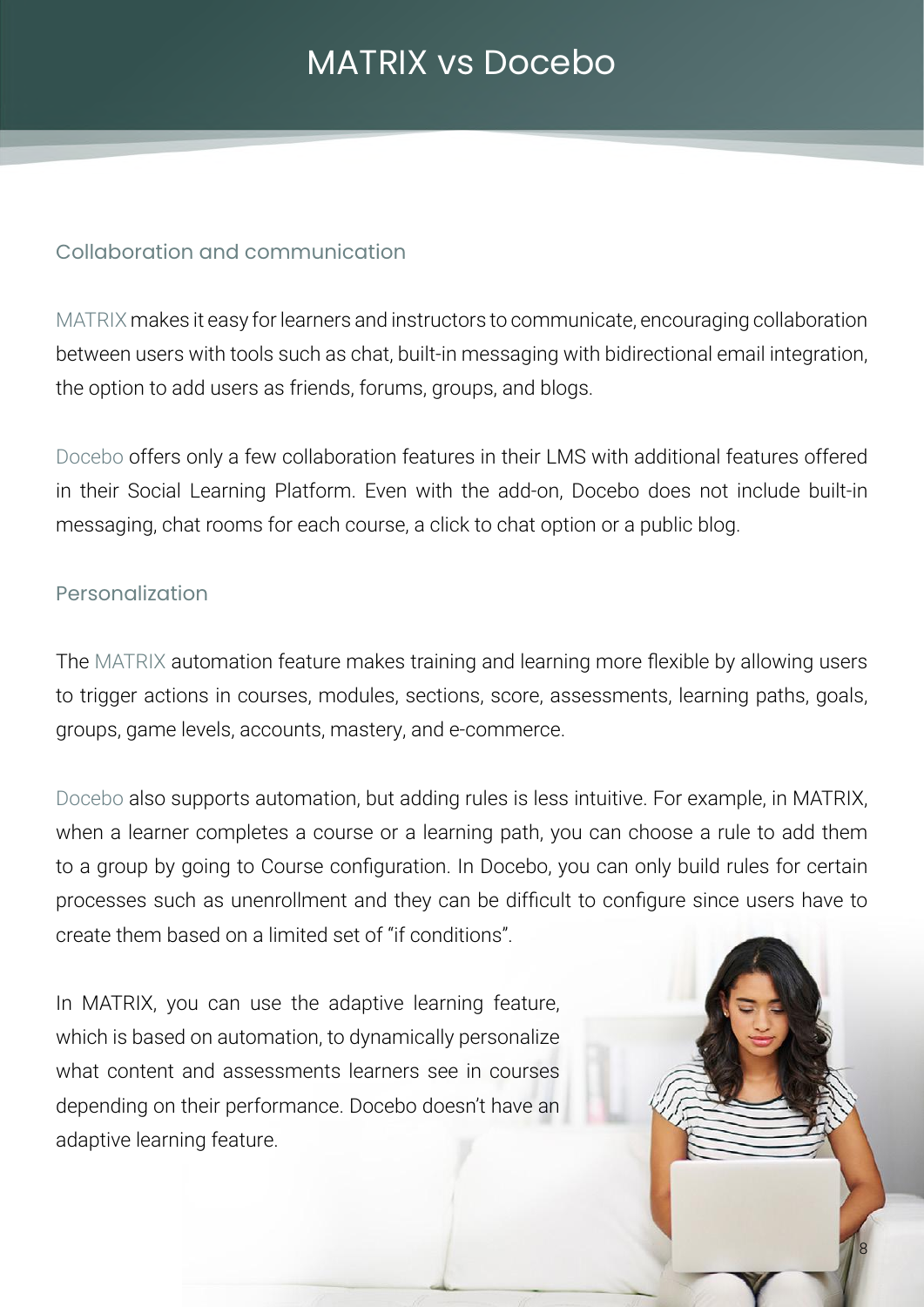# MATRIX vs Docebo

## Collaboration and communication

MATRIX makes it easy for learners and instructors to communicate, encouraging collaboration between users with tools such as chat, built-in messaging with bidirectional email integration, the option to add users as friends, forums, groups, and blogs.

Docebo offers only a few collaboration features in their LMS with additional features offered in their Social Learning Platform. Even with the add-on, Docebo does not include built-in messaging, chat rooms for each course, a click to chat option or a public blog.

## Personalization

The MATRIX automation feature makes training and learning more flexible by allowing users to trigger actions in courses, modules, sections, score, assessments, learning paths, goals, groups, game levels, accounts, mastery, and e-commerce.

Docebo also supports automation, but adding rules is less intuitive. For example, in MATRIX, when a learner completes a course or a learning path, you can choose a rule to add them to a group by going to Course configuration. In Docebo, you can only build rules for certain processes such as unenrollment and they can be difficult to configure since users have to create them based on a limited set of "if conditions".

In MATRIX, you can use the adaptive learning feature, which is based on automation, to dynamically personalize what content and assessments learners see in courses depending on their performance. Docebo doesn't have an adaptive learning feature.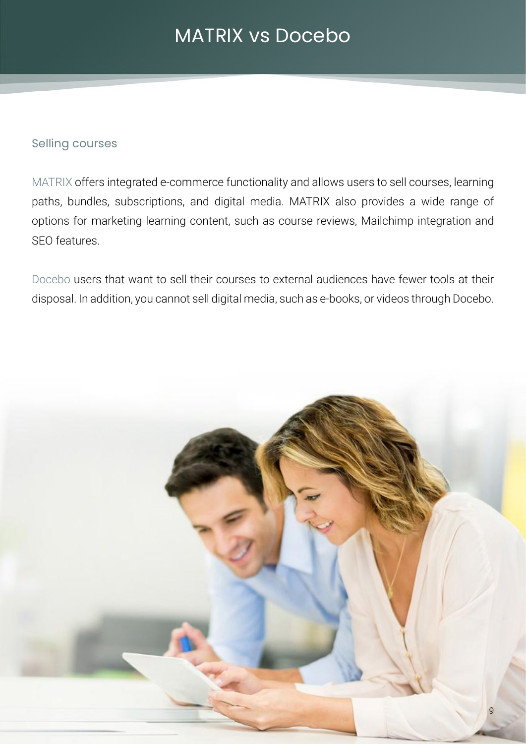# MATRIX vs Docebo

## Selling courses

MATRIX offers integrated e-commerce functionality and allows users to sell courses, learning paths, bundles, subscriptions, and digital media. MATRIX also provides a wide range of options for marketing learning content, such as course reviews, Mailchimp integration and SEO features.

Docebo users that want to sell their courses to external audiences have fewer tools at their disposal. In addition, you cannot sell digital media, such as e-books, or videos through Docebo.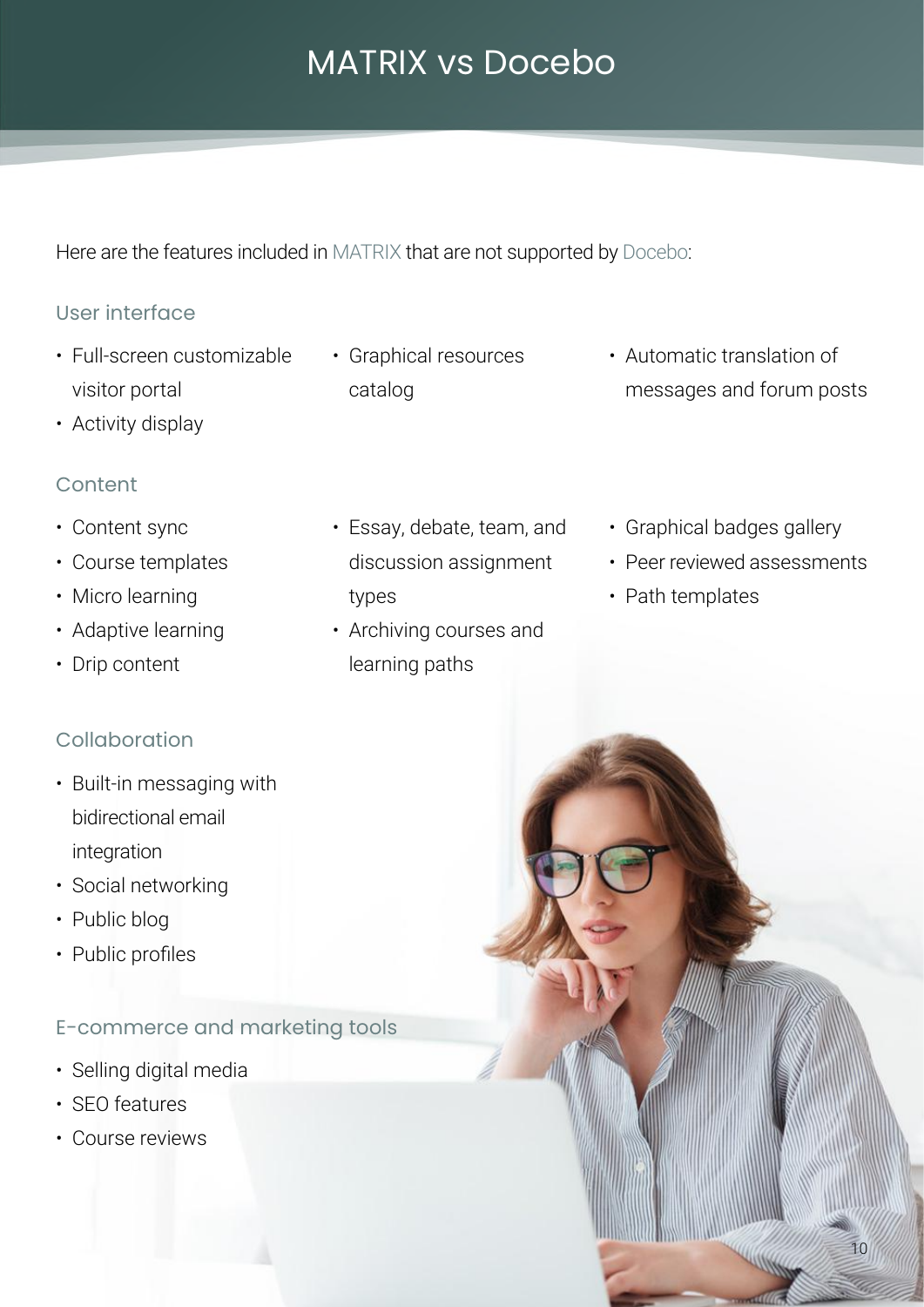# MATRIX vs Docebo

Here are the features included in MATRIX that are not supported by Docebo:

## User interface

- Full-screen customizable visitor portal
- Activity display
- Graphical resources catalog
- Automatic translation of messages and forum posts

## Content

- Content sync
- Course templates
- Micro learning
- Adaptive learning
- Drip content
- Essay, debate, team, and discussion assignment types
- Archiving courses and learning paths
- Graphical badges gallery
- Peer reviewed assessments
- Path templates

## Collaboration

- Built-in messaging with bidirectional email integration
- Social networking
- Public blog
- Public profiles

## E-commerce and marketing tools

- Selling digital media
- SEO features
- Course reviews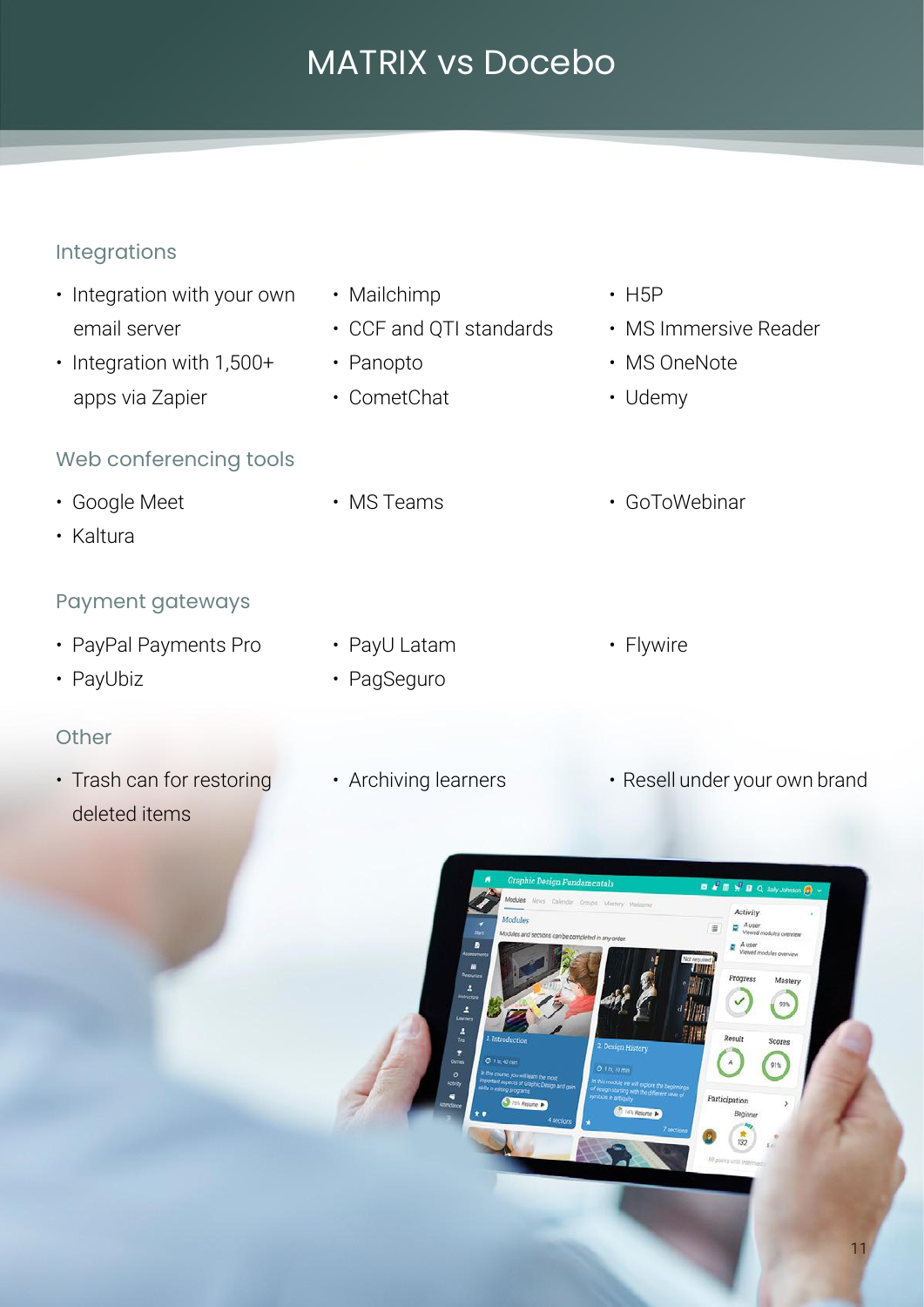# MATRIX vs Docebo

## Integrations

- Integration with your own email server
- Integration with 1,500+ apps via Zapier
- Mailchimp
- CCF and QTI standards
- Panopto
- CometChat
- H5P
- MS Immersive Reader
- MS OneNote
- Udemy

## Web conferencing tools

- Google Meet
- Kaltura
- MS Teams
- GoToWebinar

## Payment gateways

- PayPal Payments Pro
- PayUbiz
- PayU Latam
- PagSeguro
- Flywire

## Other

- Trash can for restoring deleted items
- Archiving learners
- Resell under your own brand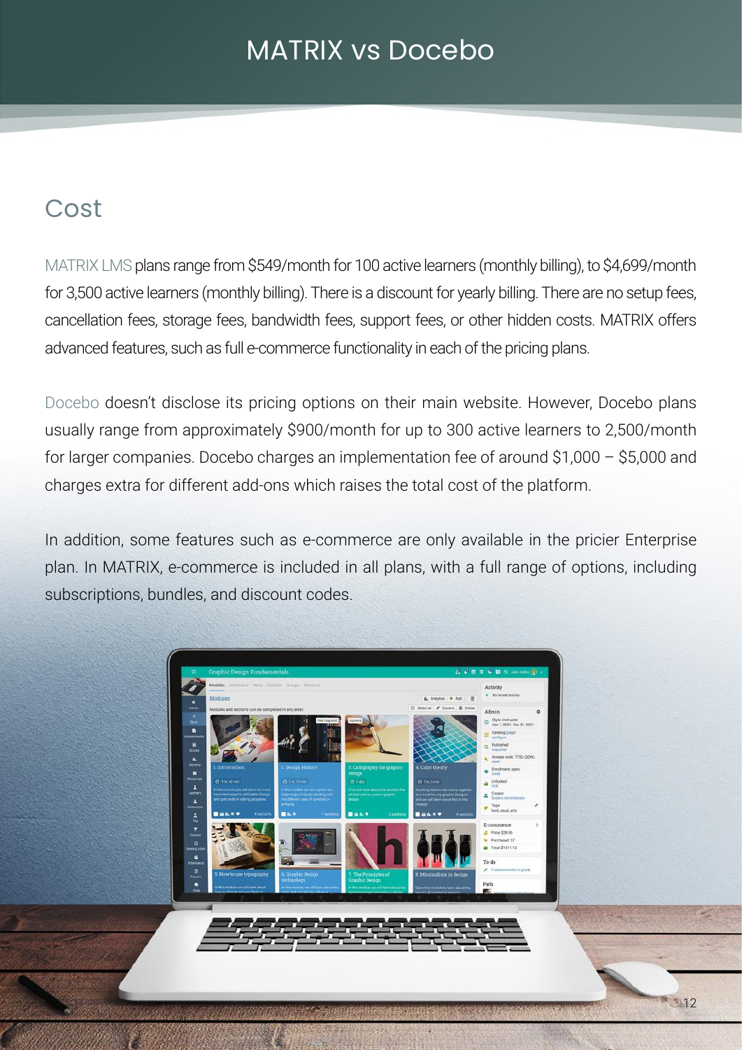# MATRIX vs Docebo

## Cost

MATRIX LMS plans range from $549/month for 100 active learners (monthly billing), to $4,699/month for 3,500 active learners (monthly billing). There is a discount for yearly billing. There are no setup fees, cancellation fees, storage fees, bandwidth fees, support fees, or other hidden costs. MATRIX offers advanced features, such as full e-commerce functionality in each of the pricing plans.

Docebo doesn't disclose its pricing options on their main website. However, Docebo plans usually range from approximately $900/month for up to 300 active learners to 2,500/month for larger companies. Docebo charges an implementation fee of around $1,000 – $5,000 and charges extra for different add-ons which raises the total cost of the platform.

In addition, some features such as e-commerce are only available in the pricier Enterprise plan. In MATRIX, e-commerce is included in all plans, with a full range of options, including subscriptions, bundles, and discount codes.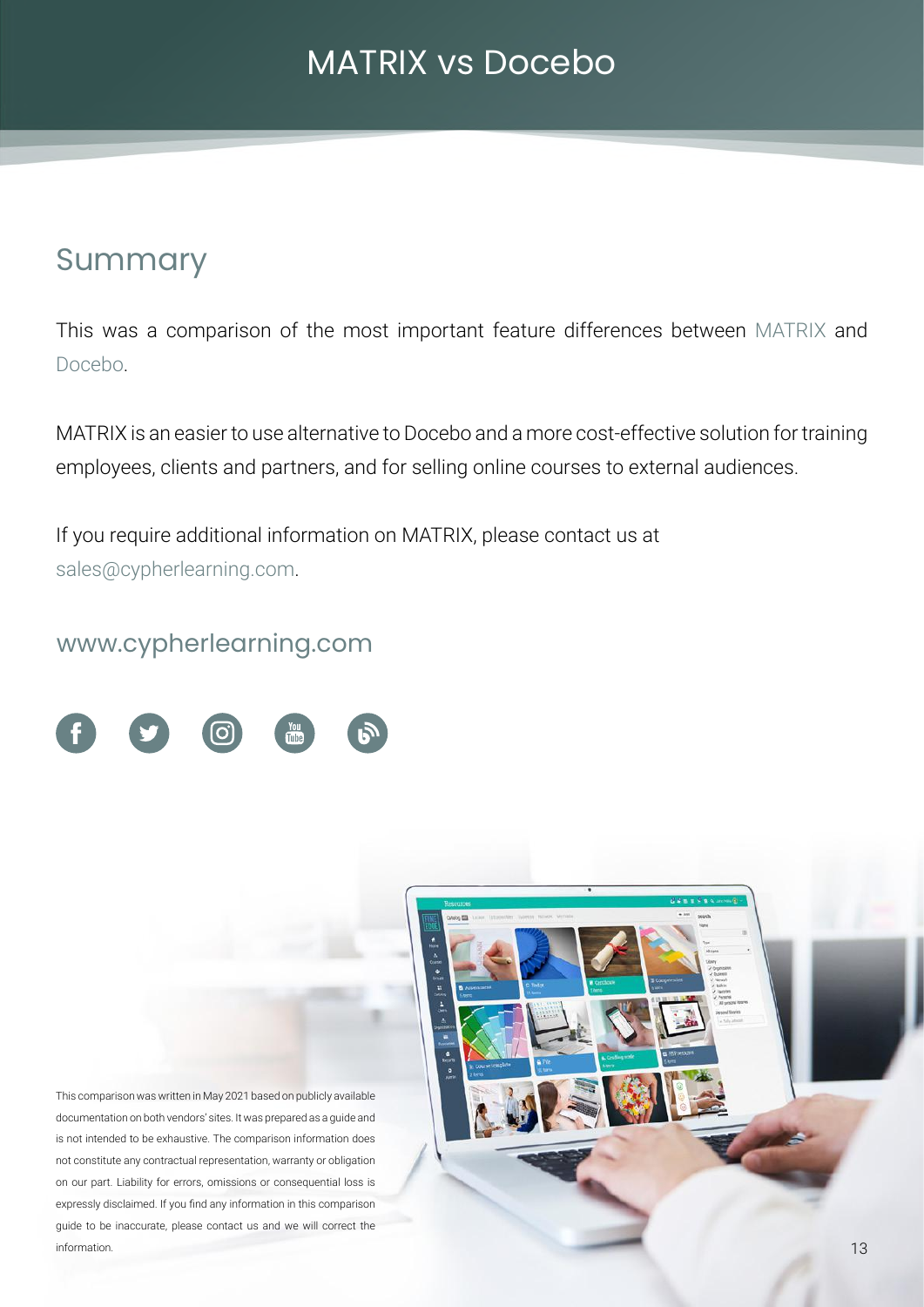# MATRIX vs Docebo

## Summary

This was a comparison of the most important feature differences between MATRIX and Docebo.

MATRIX is an easier to use alternative to Docebo and a more cost-effective solution for training employees, clients and partners, and for selling online courses to external audiences.

If you require additional information on MATRIX, please contact us at sales@cypherlearning.com.

www.cypherlearning.com

This comparison was written in May 2021 based on publicly available documentation on both vendors' sites. It was prepared as a guide and is not intended to be exhaustive. The comparison information does not constitute any contractual representation, warranty or obligation on our part. Liability for errors, omissions or consequential loss is expressly disclaimed. If you find any information in this comparison guide to be inaccurate, please contact us and we will correct the information.